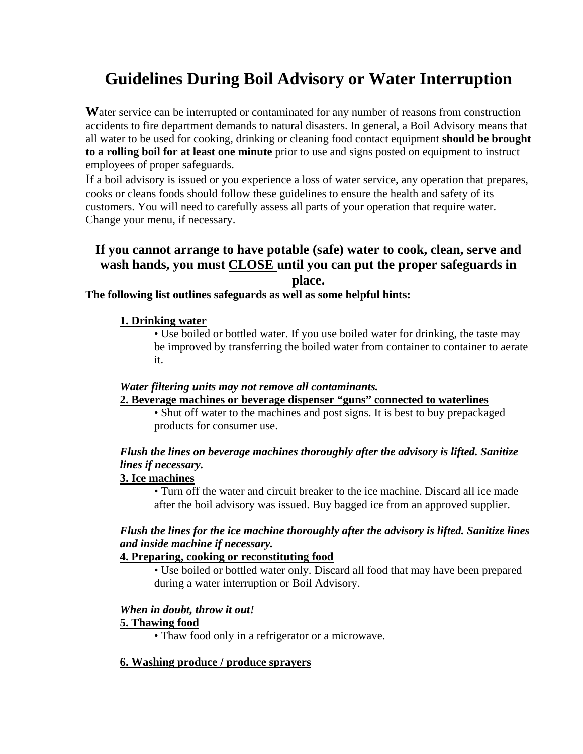# Guidelines During Boil Advisory or Water Interruption

Water service can be interrupted or contaminated for any number of reasons from construction accidents to fire department demands to natural disasters. In general, a Boil Advisory means that all water to be used for cooking, drinking or cleaning food contact equipment **should be brought to a rolling boil for at least one minute** prior to use and signs posted on equipment to instruct employees of proper safeguards.

If a boil advisory is issued or you experience a loss of water service, any operation that prepares, cooks or cleans foods should follow these guidelines to ensure the health and safety of its customers. You will need to carefully assess all parts of your operation that require water. Change your menu, if necessary.

### If you cannot arrange to have potable (safe) water to cook, clean, serve and wash hands, you must <u>CLOSE</u> until you can put the proper safeguards in place.

**The following list outlines safeguards as well as some helpful hints:**

**<u>1. Drinking water</u>**

- Use boiled or bottled water. If you use boiled water for drinking, the taste may be improved by transferring the boiled water from container to container to aerate it.

***Water filtering units may not remove all contaminants.***

**<u>2. Beverage machines or beverage dispenser “guns” connected to waterlines</u>**

- Shut off water to the machines and post signs. It is best to buy prepackaged products for consumer use.

***Flush the lines on beverage machines thoroughly after the advisory is lifted. Sanitize lines if necessary.***

**<u>3. Ice machines</u>**

- Turn off the water and circuit breaker to the ice machine. Discard all ice made after the boil advisory was issued. Buy bagged ice from an approved supplier.

***Flush the lines for the ice machine thoroughly after the advisory is lifted. Sanitize lines and inside machine if necessary.***

**<u>4. Preparing, cooking or reconstituting food</u>**

- Use boiled or bottled water only. Discard all food that may have been prepared during a water interruption or Boil Advisory.

***When in doubt, throw it out!***

**<u>5. Thawing food</u>**

- Thaw food only in a refrigerator or a microwave.

**<u>6. Washing produce / produce sprayers</u>**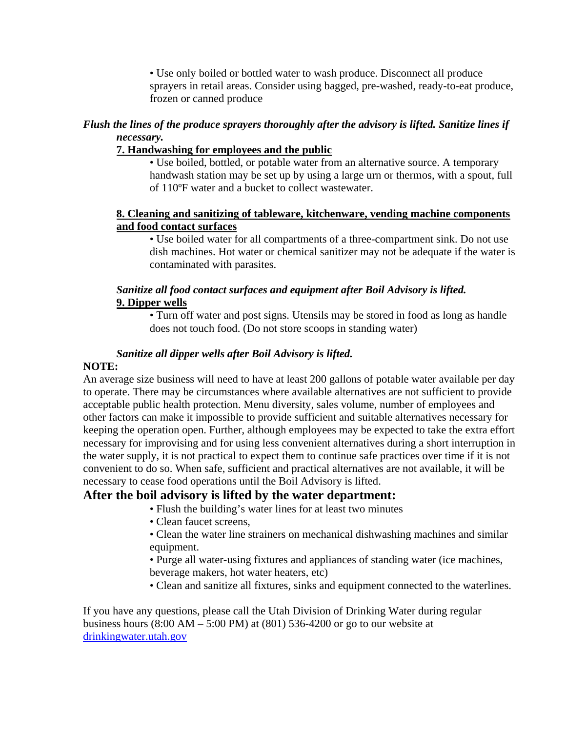- Use only boiled or bottled water to wash produce. Disconnect all produce sprayers in retail areas. Consider using bagged, pre-washed, ready-to-eat produce, frozen or canned produce

***Flush the lines of the produce sprayers thoroughly after the advisory is lifted. Sanitize lines if necessary.***

**7. Handwashing for employees and the public**

- Use boiled, bottled, or potable water from an alternative source. A temporary handwash station may be set up by using a large urn or thermos, with a spout, full of 110ºF water and a bucket to collect wastewater.

**8. Cleaning and sanitizing of tableware, kitchenware, vending machine components and food contact surfaces**

- Use boiled water for all compartments of a three-compartment sink. Do not use dish machines. Hot water or chemical sanitizer may not be adequate if the water is contaminated with parasites.

***Sanitize all food contact surfaces and equipment after Boil Advisory is lifted.***

**9. Dipper wells**

- Turn off water and post signs. Utensils may be stored in food as long as handle does not touch food. (Do not store scoops in standing water)

***Sanitize all dipper wells after Boil Advisory is lifted.***

**NOTE:**

An average size business will need to have at least 200 gallons of potable water available per day to operate. There may be circumstances where available alternatives are not sufficient to provide acceptable public health protection. Menu diversity, sales volume, number of employees and other factors can make it impossible to provide sufficient and suitable alternatives necessary for keeping the operation open. Further, although employees may be expected to take the extra effort necessary for improvising and for using less convenient alternatives during a short interruption in the water supply, it is not practical to expect them to continue safe practices over time if it is not convenient to do so. When safe, sufficient and practical alternatives are not available, it will be necessary to cease food operations until the Boil Advisory is lifted.

## After the boil advisory is lifted by the water department:

- Flush the building's water lines for at least two minutes
- Clean faucet screens,
- Clean the water line strainers on mechanical dishwashing machines and similar equipment.
- Purge all water-using fixtures and appliances of standing water (ice machines, beverage makers, hot water heaters, etc)
- Clean and sanitize all fixtures, sinks and equipment connected to the waterlines.

If you have any questions, please call the Utah Division of Drinking Water during regular business hours (8:00 AM – 5:00 PM) at (801) 536-4200 or go to our website at drinkingwater.utah.gov